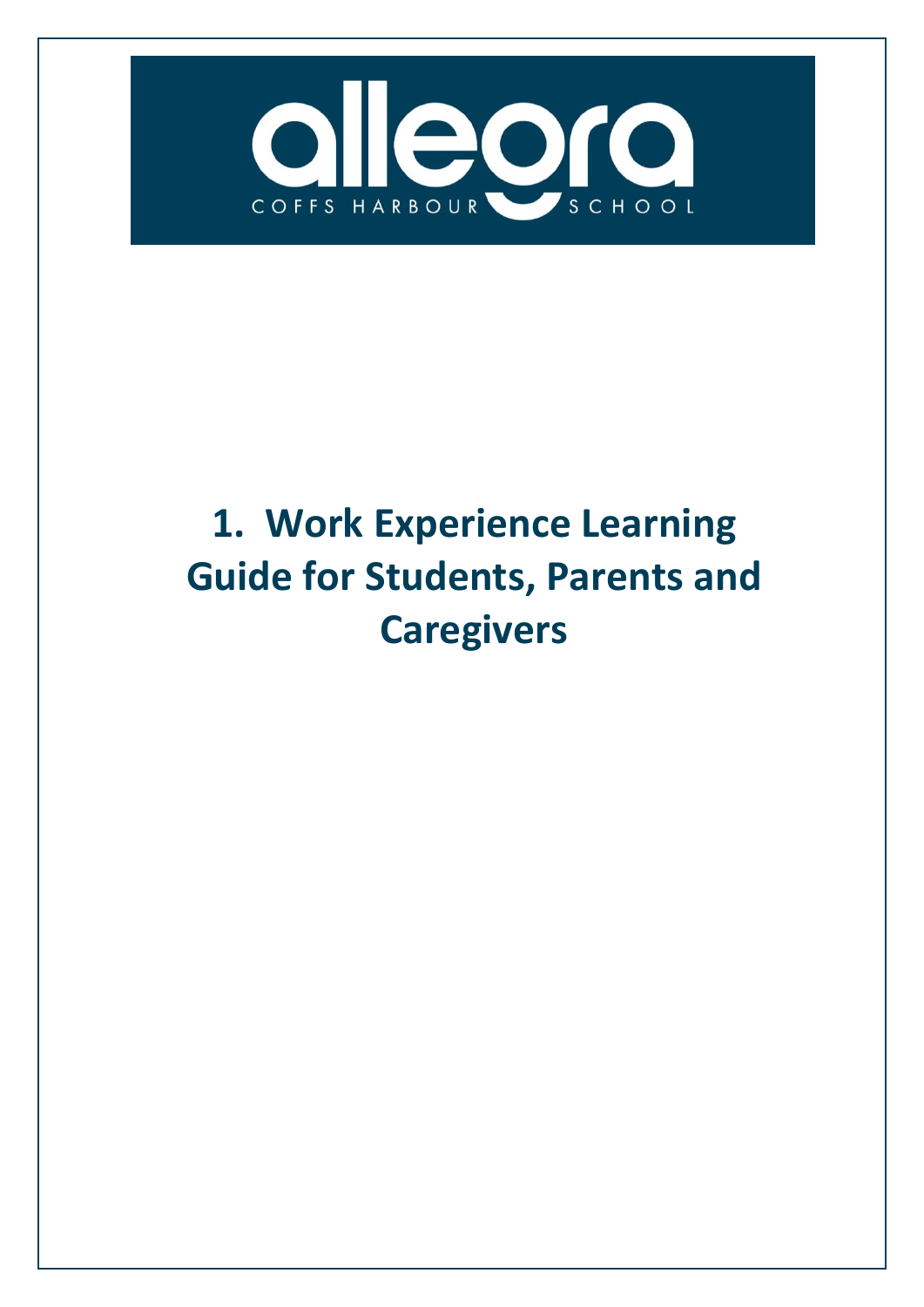allegra

COFFS HARBOUR SCHOOL

# 1. Work Experience Learning Guide for Students, Parents and Caregivers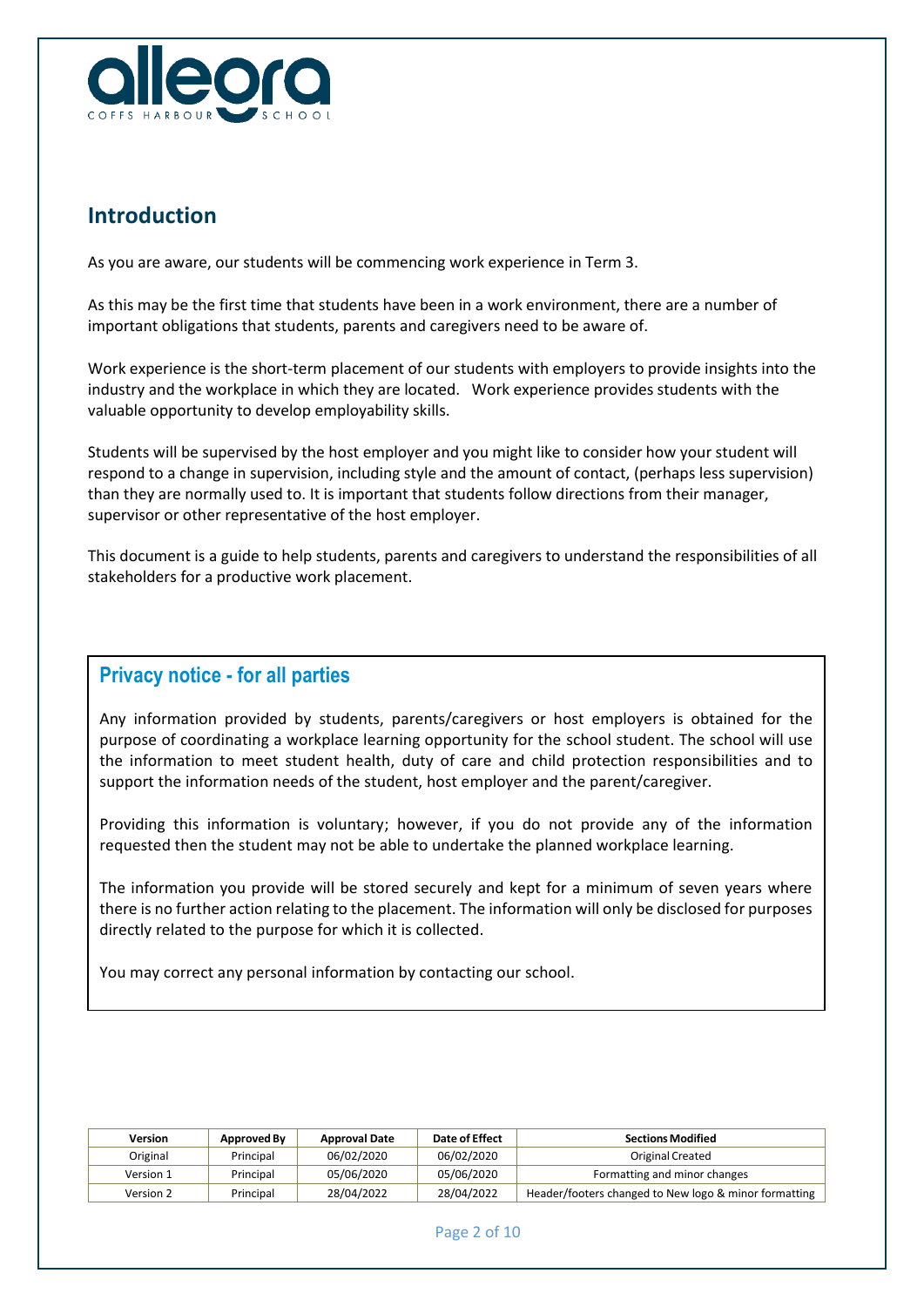## Introduction

As you are aware, our students will be commencing work experience in Term 3.

As this may be the first time that students have been in a work environment, there are a number of important obligations that students, parents and caregivers need to be aware of.

Work experience is the short-term placement of our students with employers to provide insights into the industry and the workplace in which they are located. Work experience provides students with the valuable opportunity to develop employability skills.

Students will be supervised by the host employer and you might like to consider how your student will respond to a change in supervision, including style and the amount of contact, (perhaps less supervision) than they are normally used to. It is important that students follow directions from their manager, supervisor or other representative of the host employer.

This document is a guide to help students, parents and caregivers to understand the responsibilities of all stakeholders for a productive work placement.

### Privacy notice - for all parties

Any information provided by students, parents/caregivers or host employers is obtained for the purpose of coordinating a workplace learning opportunity for the school student. The school will use the information to meet student health, duty of care and child protection responsibilities and to support the information needs of the student, host employer and the parent/caregiver.

Providing this information is voluntary; however, if you do not provide any of the information requested then the student may not be able to undertake the planned workplace learning.

The information you provide will be stored securely and kept for a minimum of seven years where there is no further action relating to the placement. The information will only be disclosed for purposes directly related to the purpose for which it is collected.

You may correct any personal information by contacting our school.

| Version | Approved By | Approval Date | Date of Effect | Sections Modified |
|---|---|---|---|---|
| Original | Principal | 06/02/2020 | 06/02/2020 | Original Created |
| Version 1 | Principal | 05/06/2020 | 05/06/2020 | Formatting and minor changes |
| Version 2 | Principal | 28/04/2022 | 28/04/2022 | Header/footers changed to New logo & minor formatting |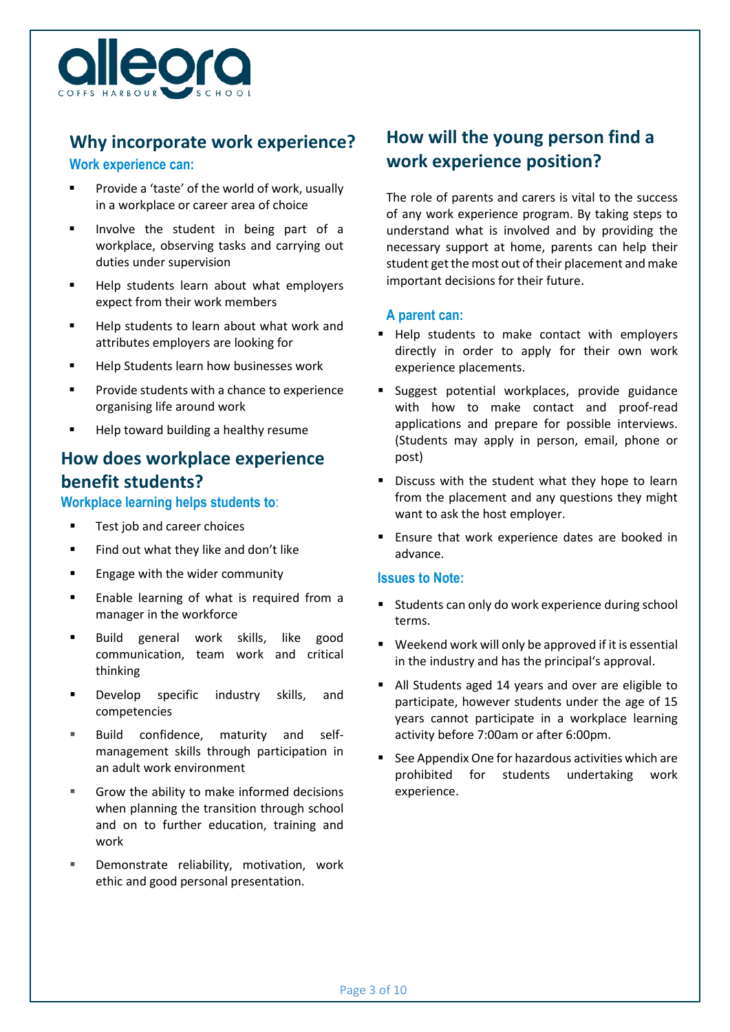## Why incorporate work experience?

### Work experience can:

- Provide a 'taste' of the world of work, usually in a workplace or career area of choice
- Involve the student in being part of a workplace, observing tasks and carrying out duties under supervision
- Help students learn about what employers expect from their work members
- Help students to learn about what work and attributes employers are looking for
- Help Students learn how businesses work
- Provide students with a chance to experience organising life around work
- Help toward building a healthy resume

## How does workplace experience benefit students?

### Workplace learning helps students to:

- Test job and career choices
- Find out what they like and don't like
- Engage with the wider community
- Enable learning of what is required from a manager in the workforce
- Build general work skills, like good communication, team work and critical thinking
- Develop specific industry skills, and competencies
- Build confidence, maturity and self-management skills through participation in an adult work environment
- Grow the ability to make informed decisions when planning the transition through school and on to further education, training and work
- Demonstrate reliability, motivation, work ethic and good personal presentation.

## How will the young person find a work experience position?

The role of parents and carers is vital to the success of any work experience program. By taking steps to understand what is involved and by providing the necessary support at home, parents can help their student get the most out of their placement and make important decisions for their future.

### A parent can:

- Help students to make contact with employers directly in order to apply for their own work experience placements.
- Suggest potential workplaces, provide guidance with how to make contact and proof-read applications and prepare for possible interviews. (Students may apply in person, email, phone or post)
- Discuss with the student what they hope to learn from the placement and any questions they might want to ask the host employer.
- Ensure that work experience dates are booked in advance.

### Issues to Note:

- Students can only do work experience during school terms.
- Weekend work will only be approved if it is essential in the industry and has the principal's approval.
- All Students aged 14 years and over are eligible to participate, however students under the age of 15 years cannot participate in a workplace learning activity before 7:00am or after 6:00pm.
- See Appendix One for hazardous activities which are prohibited for students undertaking work experience.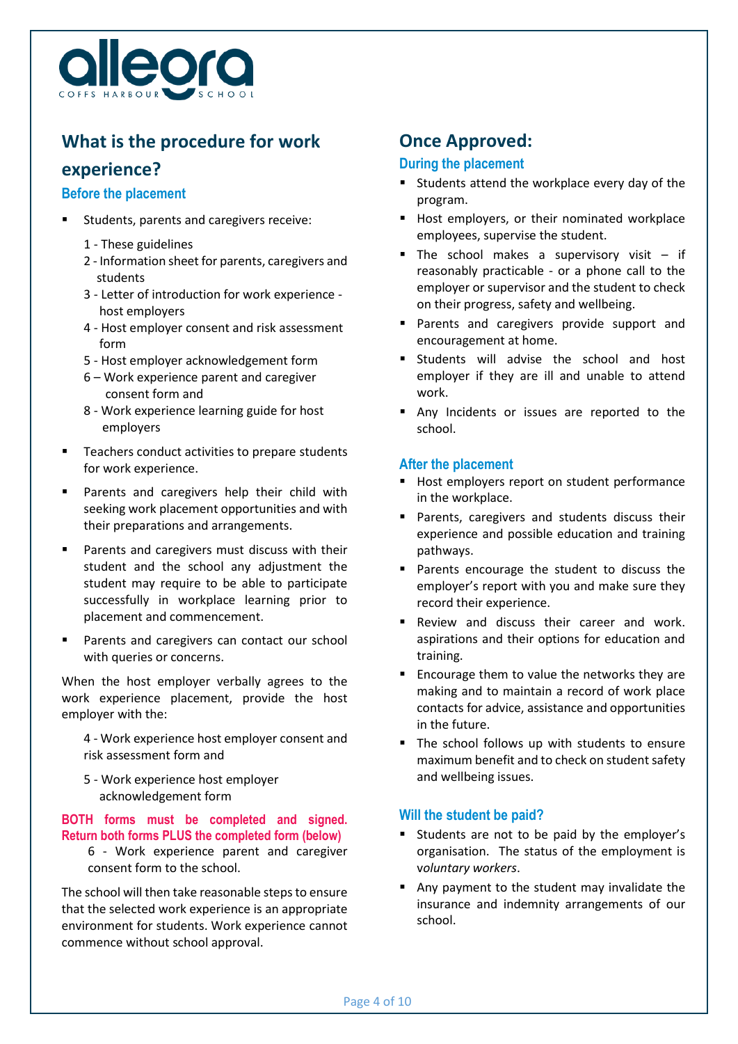allegra COFFS HARBOUR SCHOOL

## What is the procedure for work experience?

### Before the placement

- Students, parents and caregivers receive:

  1 - These guidelines
  2 - Information sheet for parents, caregivers and students
  3 - Letter of introduction for work experience - host employers
  4 - Host employer consent and risk assessment form
  5 - Host employer acknowledgement form
  6 – Work experience parent and caregiver consent form and
  8 - Work experience learning guide for host employers

- Teachers conduct activities to prepare students for work experience.
- Parents and caregivers help their child with seeking work placement opportunities and with their preparations and arrangements.
- Parents and caregivers must discuss with their student and the school any adjustment the student may require to be able to participate successfully in workplace learning prior to placement and commencement.
- Parents and caregivers can contact our school with queries or concerns.

When the host employer verbally agrees to the work experience placement, provide the host employer with the:

4 - Work experience host employer consent and risk assessment form and

5 - Work experience host employer acknowledgement form

**BOTH forms must be completed and signed. Return both forms PLUS the completed form (below)**
6 - Work experience parent and caregiver consent form to the school.

The school will then take reasonable steps to ensure that the selected work experience is an appropriate environment for students. Work experience cannot commence without school approval.

## Once Approved:

### During the placement

- Students attend the workplace every day of the program.
- Host employers, or their nominated workplace employees, supervise the student.
- The school makes a supervisory visit – if reasonably practicable - or a phone call to the employer or supervisor and the student to check on their progress, safety and wellbeing.
- Parents and caregivers provide support and encouragement at home.
- Students will advise the school and host employer if they are ill and unable to attend work.
- Any Incidents or issues are reported to the school.

### After the placement

- Host employers report on student performance in the workplace.
- Parents, caregivers and students discuss their experience and possible education and training pathways.
- Parents encourage the student to discuss the employer's report with you and make sure they record their experience.
- Review and discuss their career and work. aspirations and their options for education and training.
- Encourage them to value the networks they are making and to maintain a record of work place contacts for advice, assistance and opportunities in the future.
- The school follows up with students to ensure maximum benefit and to check on student safety and wellbeing issues.

### Will the student be paid?

- Students are not to be paid by the employer's organisation. The status of the employment is v*oluntary workers*.
- Any payment to the student may invalidate the insurance and indemnity arrangements of our school.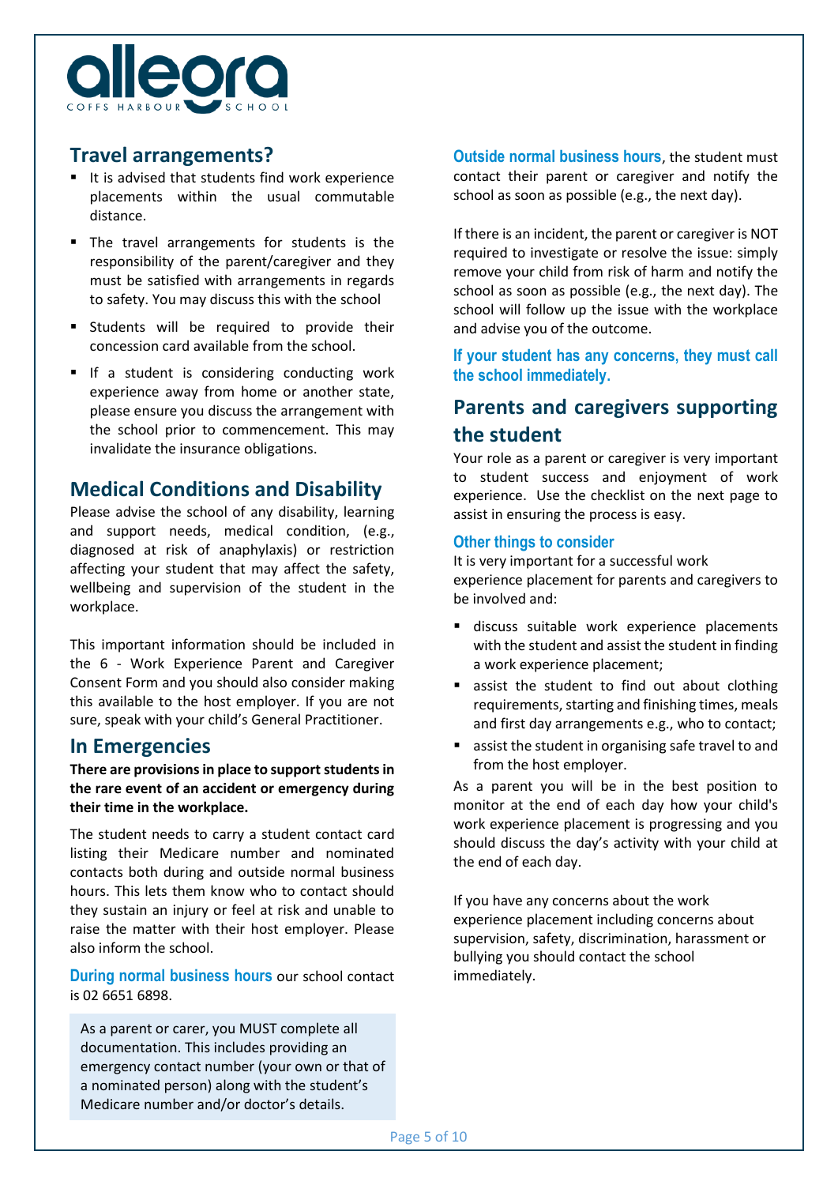## Travel arrangements?

- It is advised that students find work experience placements within the usual commutable distance.
- The travel arrangements for students is the responsibility of the parent/caregiver and they must be satisfied with arrangements in regards to safety. You may discuss this with the school
- Students will be required to provide their concession card available from the school.
- If a student is considering conducting work experience away from home or another state, please ensure you discuss the arrangement with the school prior to commencement. This may invalidate the insurance obligations.

## Medical Conditions and Disability

Please advise the school of any disability, learning and support needs, medical condition, (e.g., diagnosed at risk of anaphylaxis) or restriction affecting your student that may affect the safety, wellbeing and supervision of the student in the workplace.

This important information should be included in the 6 - Work Experience Parent and Caregiver Consent Form and you should also consider making this available to the host employer. If you are not sure, speak with your child's General Practitioner.

## In Emergencies

**There are provisions in place to support students in the rare event of an accident or emergency during their time in the workplace.**

The student needs to carry a student contact card listing their Medicare number and nominated contacts both during and outside normal business hours. This lets them know who to contact should they sustain an injury or feel at risk and unable to raise the matter with their host employer. Please also inform the school.

**During normal business hours** our school contact is 02 6651 6898.

> As a parent or carer, you MUST complete all documentation. This includes providing an emergency contact number (your own or that of a nominated person) along with the student's Medicare number and/or doctor's details.

**Outside normal business hours**, the student must contact their parent or caregiver and notify the school as soon as possible (e.g., the next day).

If there is an incident, the parent or caregiver is NOT required to investigate or resolve the issue: simply remove your child from risk of harm and notify the school as soon as possible (e.g., the next day). The school will follow up the issue with the workplace and advise you of the outcome.

**If your student has any concerns, they must call the school immediately.**

## Parents and caregivers supporting the student

Your role as a parent or caregiver is very important to student success and enjoyment of work experience. Use the checklist on the next page to assist in ensuring the process is easy.

### Other things to consider

It is very important for a successful work experience placement for parents and caregivers to be involved and:

- discuss suitable work experience placements with the student and assist the student in finding a work experience placement;
- assist the student to find out about clothing requirements, starting and finishing times, meals and first day arrangements e.g., who to contact;
- assist the student in organising safe travel to and from the host employer.

As a parent you will be in the best position to monitor at the end of each day how your child's work experience placement is progressing and you should discuss the day's activity with your child at the end of each day.

If you have any concerns about the work experience placement including concerns about supervision, safety, discrimination, harassment or bullying you should contact the school immediately.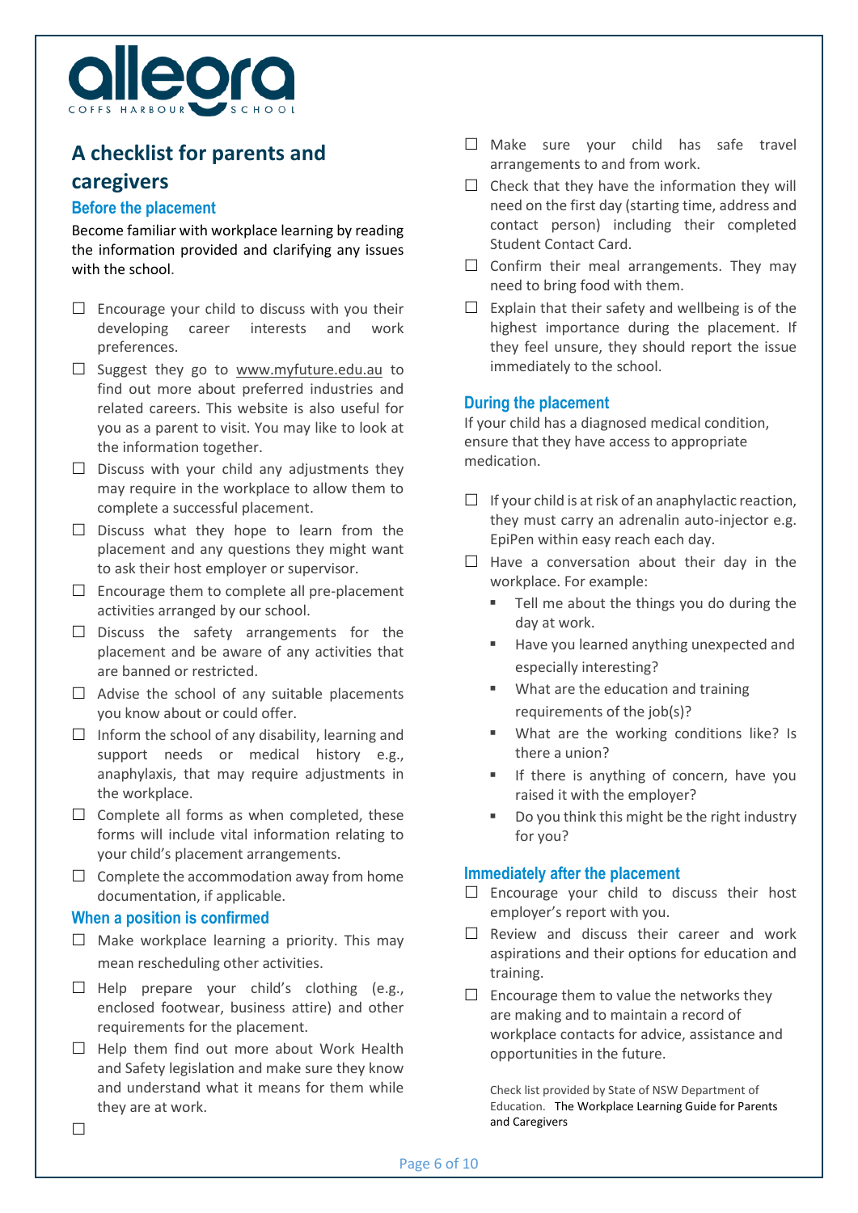allegra
COFFS HARBOUR SCHOOL

# A checklist for parents and caregivers

## Before the placement

Become familiar with workplace learning by reading the information provided and clarifying any issues with the school.

- ☐ Encourage your child to discuss with you their developing career interests and work preferences.
- ☐ Suggest they go to www.myfuture.edu.au to find out more about preferred industries and related careers. This website is also useful for you as a parent to visit. You may like to look at the information together.
- ☐ Discuss with your child any adjustments they may require in the workplace to allow them to complete a successful placement.
- ☐ Discuss what they hope to learn from the placement and any questions they might want to ask their host employer or supervisor.
- ☐ Encourage them to complete all pre-placement activities arranged by our school.
- ☐ Discuss the safety arrangements for the placement and be aware of any activities that are banned or restricted.
- ☐ Advise the school of any suitable placements you know about or could offer.
- ☐ Inform the school of any disability, learning and support needs or medical history e.g., anaphylaxis, that may require adjustments in the workplace.
- ☐ Complete all forms as when completed, these forms will include vital information relating to your child's placement arrangements.
- ☐ Complete the accommodation away from home documentation, if applicable.

## When a position is confirmed

- ☐ Make workplace learning a priority. This may mean rescheduling other activities.
- ☐ Help prepare your child's clothing (e.g., enclosed footwear, business attire) and other requirements for the placement.
- ☐ Help them find out more about Work Health and Safety legislation and make sure they know and understand what it means for them while they are at work.
- ☐
- ☐ Make sure your child has safe travel arrangements to and from work.
- ☐ Check that they have the information they will need on the first day (starting time, address and contact person) including their completed Student Contact Card.
- ☐ Confirm their meal arrangements. They may need to bring food with them.
- ☐ Explain that their safety and wellbeing is of the highest importance during the placement. If they feel unsure, they should report the issue immediately to the school.

## During the placement

If your child has a diagnosed medical condition, ensure that they have access to appropriate medication.

- ☐ If your child is at risk of an anaphylactic reaction, they must carry an adrenalin auto-injector e.g. EpiPen within easy reach each day.
- ☐ Have a conversation about their day in the workplace. For example:
  - Tell me about the things you do during the day at work.
  - Have you learned anything unexpected and especially interesting?
  - What are the education and training requirements of the job(s)?
  - What are the working conditions like? Is there a union?
  - If there is anything of concern, have you raised it with the employer?
  - Do you think this might be the right industry for you?

## Immediately after the placement

- ☐ Encourage your child to discuss their host employer's report with you.
- ☐ Review and discuss their career and work aspirations and their options for education and training.
- ☐ Encourage them to value the networks they are making and to maintain a record of workplace contacts for advice, assistance and opportunities in the future.

Check list provided by State of NSW Department of Education. The Workplace Learning Guide for Parents and Caregivers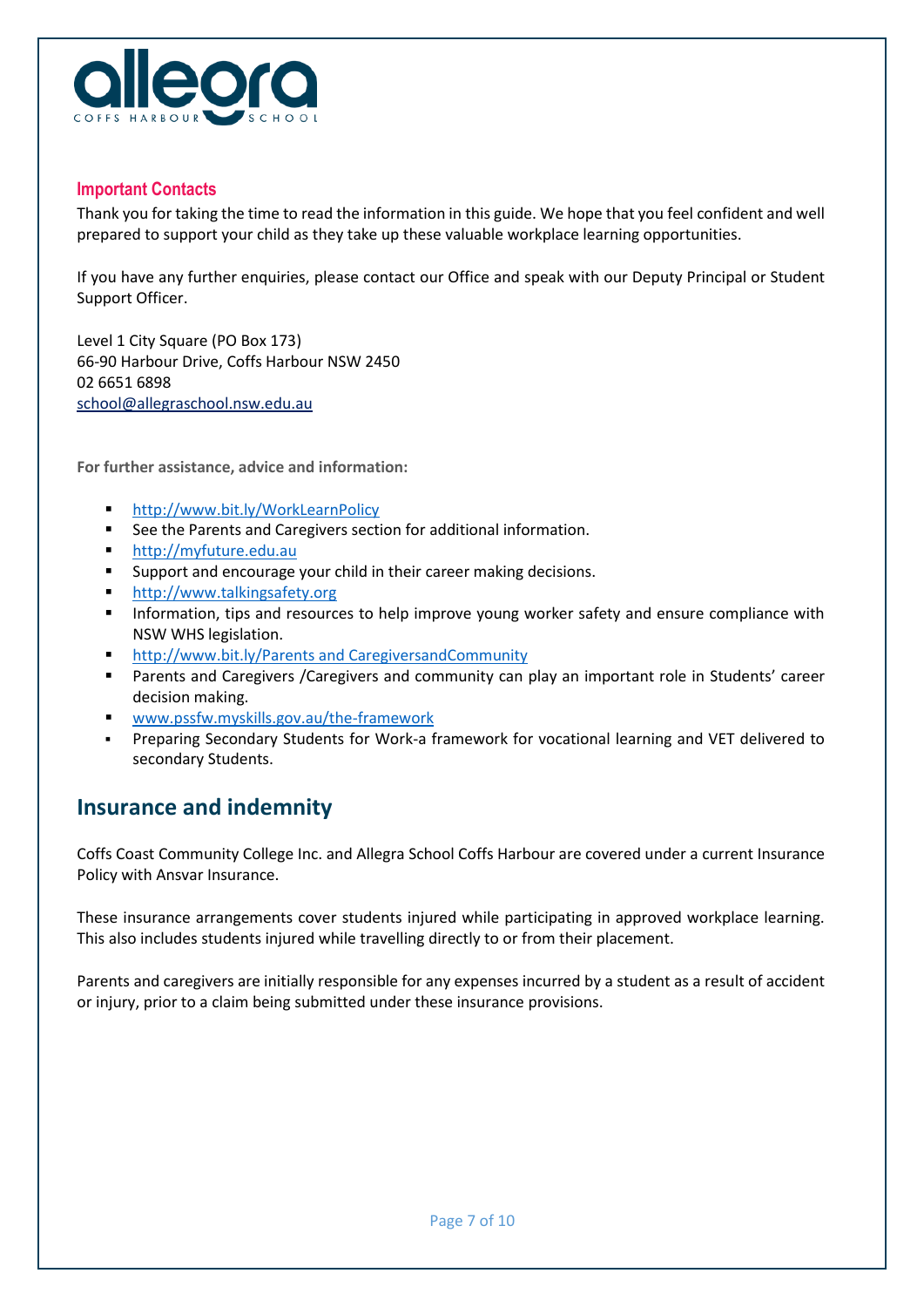### Important Contacts

Thank you for taking the time to read the information in this guide. We hope that you feel confident and well prepared to support your child as they take up these valuable workplace learning opportunities.

If you have any further enquiries, please contact our Office and speak with our Deputy Principal or Student Support Officer.

Level 1 City Square (PO Box 173)
66-90 Harbour Drive, Coffs Harbour NSW 2450
02 6651 6898
school@allegraschool.nsw.edu.au

**For further assistance, advice and information:**

- http://www.bit.ly/WorkLearnPolicy
- See the Parents and Caregivers section for additional information.
- http://myfuture.edu.au
- Support and encourage your child in their career making decisions.
- http://www.talkingsafety.org
- Information, tips and resources to help improve young worker safety and ensure compliance with NSW WHS legislation.
- http://www.bit.ly/Parents and CaregiversandCommunity
- Parents and Caregivers /Caregivers and community can play an important role in Students' career decision making.
- www.pssfw.myskills.gov.au/the-framework
- Preparing Secondary Students for Work-a framework for vocational learning and VET delivered to secondary Students.

## Insurance and indemnity

Coffs Coast Community College Inc. and Allegra School Coffs Harbour are covered under a current Insurance Policy with Ansvar Insurance.

These insurance arrangements cover students injured while participating in approved workplace learning. This also includes students injured while travelling directly to or from their placement.

Parents and caregivers are initially responsible for any expenses incurred by a student as a result of accident or injury, prior to a claim being submitted under these insurance provisions.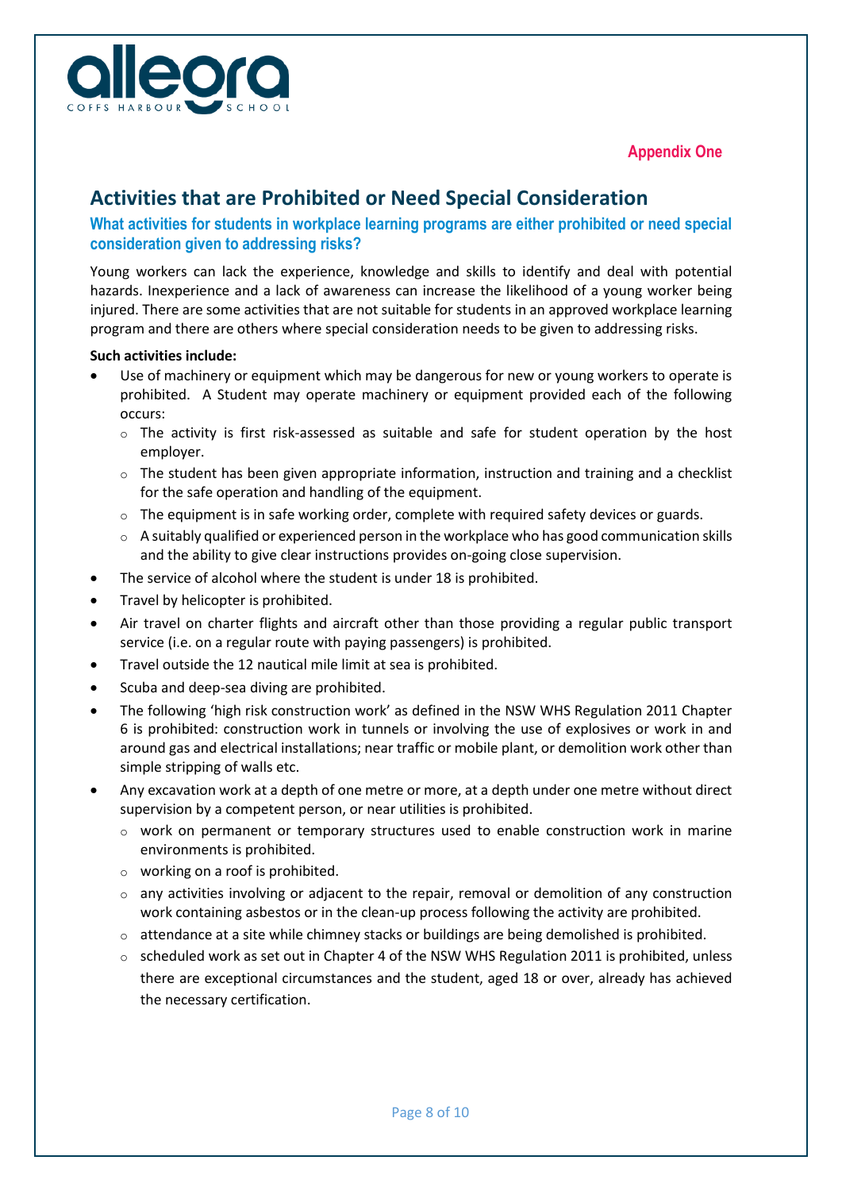Appendix One

## Activities that are Prohibited or Need Special Consideration

### What activities for students in workplace learning programs are either prohibited or need special consideration given to addressing risks?

Young workers can lack the experience, knowledge and skills to identify and deal with potential hazards. Inexperience and a lack of awareness can increase the likelihood of a young worker being injured. There are some activities that are not suitable for students in an approved workplace learning program and there are others where special consideration needs to be given to addressing risks.

**Such activities include:**

- Use of machinery or equipment which may be dangerous for new or young workers to operate is prohibited. A Student may operate machinery or equipment provided each of the following occurs:
  - The activity is first risk-assessed as suitable and safe for student operation by the host employer.
  - The student has been given appropriate information, instruction and training and a checklist for the safe operation and handling of the equipment.
  - The equipment is in safe working order, complete with required safety devices or guards.
  - A suitably qualified or experienced person in the workplace who has good communication skills and the ability to give clear instructions provides on-going close supervision.
- The service of alcohol where the student is under 18 is prohibited.
- Travel by helicopter is prohibited.
- Air travel on charter flights and aircraft other than those providing a regular public transport service (i.e. on a regular route with paying passengers) is prohibited.
- Travel outside the 12 nautical mile limit at sea is prohibited.
- Scuba and deep-sea diving are prohibited.
- The following 'high risk construction work' as defined in the NSW WHS Regulation 2011 Chapter 6 is prohibited: construction work in tunnels or involving the use of explosives or work in and around gas and electrical installations; near traffic or mobile plant, or demolition work other than simple stripping of walls etc.
- Any excavation work at a depth of one metre or more, at a depth under one metre without direct supervision by a competent person, or near utilities is prohibited.
  - work on permanent or temporary structures used to enable construction work in marine environments is prohibited.
  - working on a roof is prohibited.
  - any activities involving or adjacent to the repair, removal or demolition of any construction work containing asbestos or in the clean-up process following the activity are prohibited.
  - attendance at a site while chimney stacks or buildings are being demolished is prohibited.
  - scheduled work as set out in Chapter 4 of the NSW WHS Regulation 2011 is prohibited, unless there are exceptional circumstances and the student, aged 18 or over, already has achieved the necessary certification.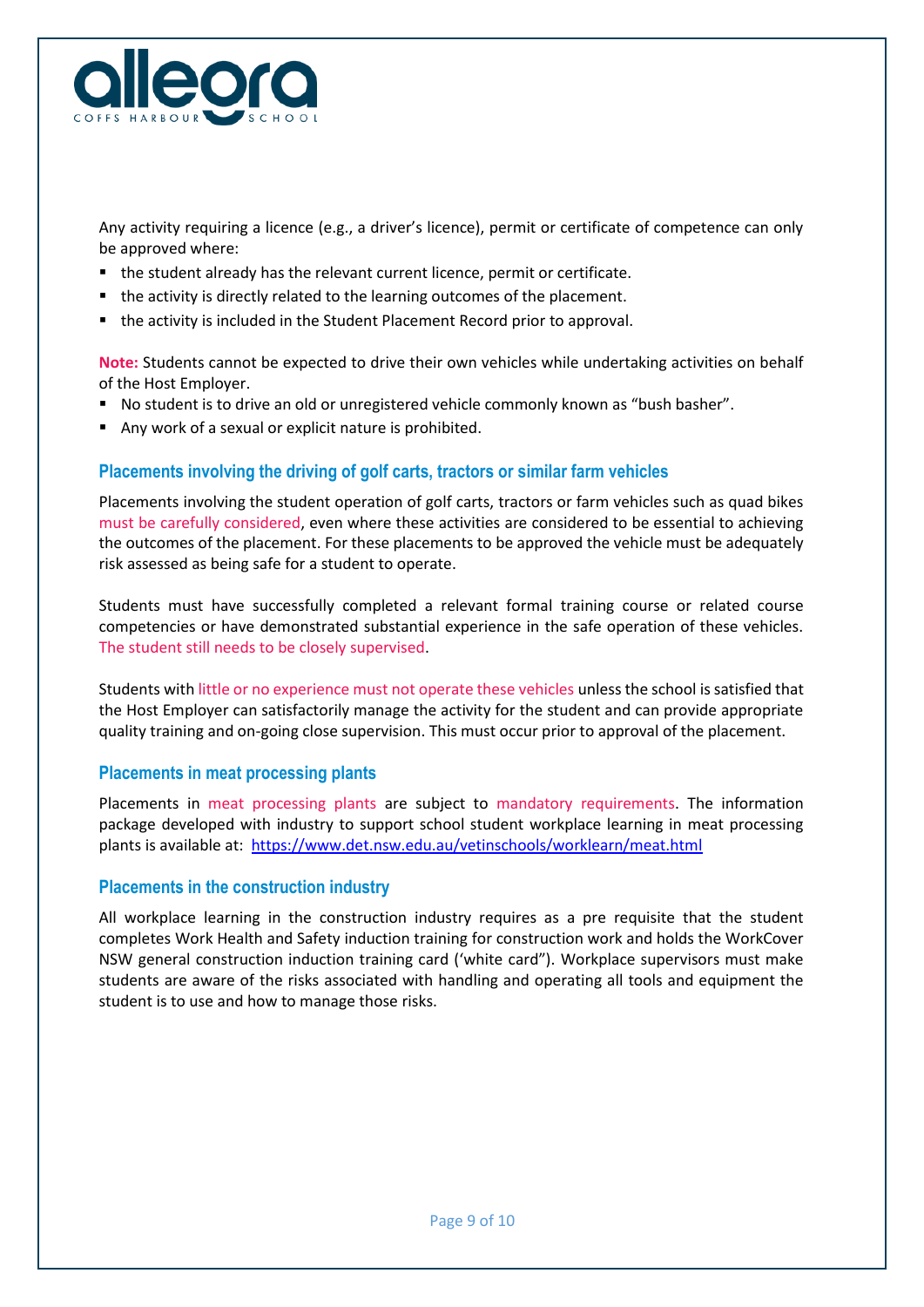Any activity requiring a licence (e.g., a driver's licence), permit or certificate of competence can only be approved where:

- the student already has the relevant current licence, permit or certificate.
- the activity is directly related to the learning outcomes of the placement.
- the activity is included in the Student Placement Record prior to approval.

**Note:** Students cannot be expected to drive their own vehicles while undertaking activities on behalf of the Host Employer.

- No student is to drive an old or unregistered vehicle commonly known as "bush basher".
- Any work of a sexual or explicit nature is prohibited.

### Placements involving the driving of golf carts, tractors or similar farm vehicles

Placements involving the student operation of golf carts, tractors or farm vehicles such as quad bikes must be carefully considered, even where these activities are considered to be essential to achieving the outcomes of the placement. For these placements to be approved the vehicle must be adequately risk assessed as being safe for a student to operate.

Students must have successfully completed a relevant formal training course or related course competencies or have demonstrated substantial experience in the safe operation of these vehicles. The student still needs to be closely supervised.

Students with little or no experience must not operate these vehicles unless the school is satisfied that the Host Employer can satisfactorily manage the activity for the student and can provide appropriate quality training and on-going close supervision. This must occur prior to approval of the placement.

### Placements in meat processing plants

Placements in meat processing plants are subject to mandatory requirements. The information package developed with industry to support school student workplace learning in meat processing plants is available at: [https://www.det.nsw.edu.au/vetinschools/worklearn/meat.html](https://www.det.nsw.edu.au/vetinschools/worklearn/meat.html)

### Placements in the construction industry

All workplace learning in the construction industry requires as a pre requisite that the student completes Work Health and Safety induction training for construction work and holds the WorkCover NSW general construction induction training card ('white card"). Workplace supervisors must make students are aware of the risks associated with handling and operating all tools and equipment the student is to use and how to manage those risks.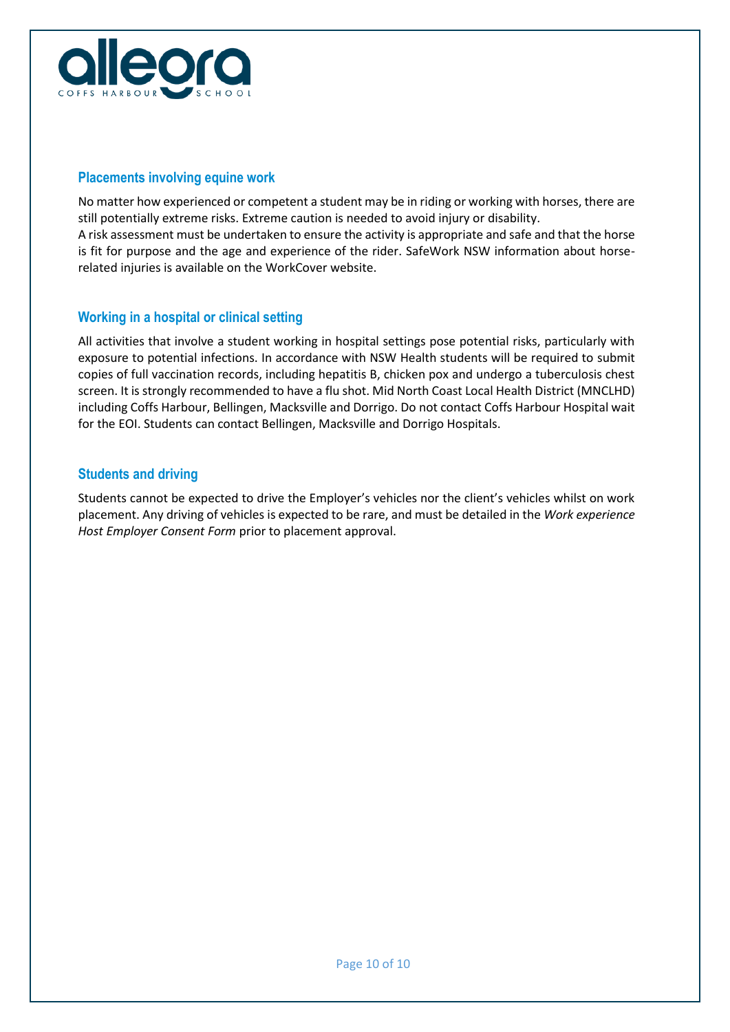## Placements involving equine work

No matter how experienced or competent a student may be in riding or working with horses, there are still potentially extreme risks. Extreme caution is needed to avoid injury or disability.
A risk assessment must be undertaken to ensure the activity is appropriate and safe and that the horse is fit for purpose and the age and experience of the rider. SafeWork NSW information about horse-related injuries is available on the WorkCover website.

## Working in a hospital or clinical setting

All activities that involve a student working in hospital settings pose potential risks, particularly with exposure to potential infections. In accordance with NSW Health students will be required to submit copies of full vaccination records, including hepatitis B, chicken pox and undergo a tuberculosis chest screen. It is strongly recommended to have a flu shot. Mid North Coast Local Health District (MNCLHD) including Coffs Harbour, Bellingen, Macksville and Dorrigo. Do not contact Coffs Harbour Hospital wait for the EOI. Students can contact Bellingen, Macksville and Dorrigo Hospitals.

## Students and driving

Students cannot be expected to drive the Employer's vehicles nor the client's vehicles whilst on work placement. Any driving of vehicles is expected to be rare, and must be detailed in the *Work experience Host Employer Consent Form* prior to placement approval.